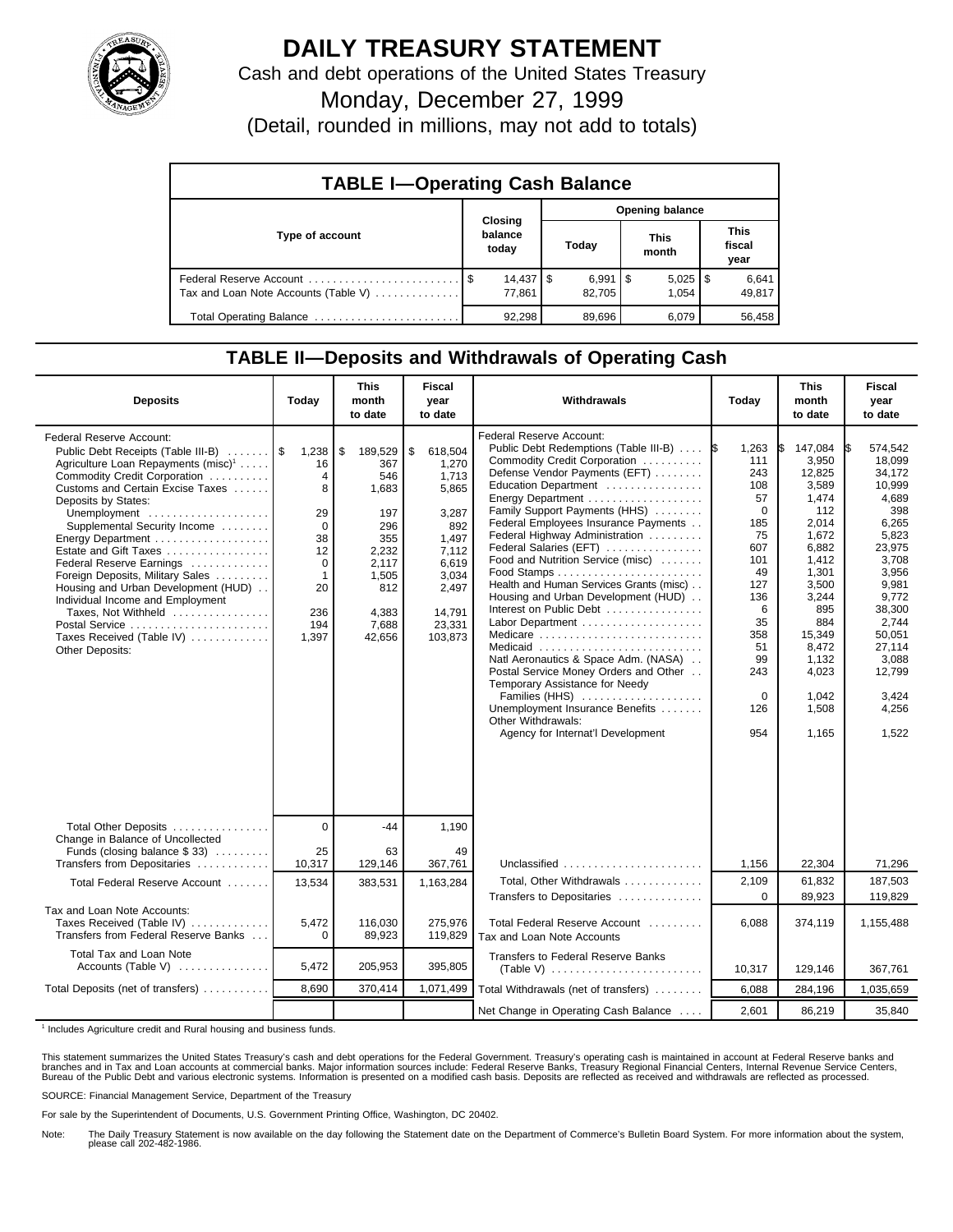# DAILY TREASURY STATEMENT

Cash and debt operations of the United States Treasury

Monday, December 27, 1999

(Detail, rounded in millions, may not add to totals)

## TABLE I—Operating Cash Balance

| Type of account | Closing balance today | Opening balance Today | This month | This fiscal year |
|---|---|---|---|---|
| Federal Reserve Account | $ 14,437 | $ 6,991 | $ 5,025 | $ 6,641 |
| Tax and Loan Note Accounts (Table V) | 77,861 | 82,705 | 1,054 | 49,817 |
| Total Operating Balance | 92,298 | 89,696 | 6,079 | 56,458 |

## TABLE II—Deposits and Withdrawals of Operating Cash

| Deposits | Today | This month to date | Fiscal year to date | Withdrawals | Today | This month to date | Fiscal year to date |
|---|---|---|---|---|---|---|---|
| Federal Reserve Account: | | | | Federal Reserve Account: | | | |
| Public Debt Receipts (Table III-B) | $ 1,238 | $ 189,529 | $ 618,504 | Public Debt Redemptions (Table III-B) | $ 1,263 | $ 147,084 | $ 574,542 |
| Agriculture Loan Repayments (misc)[1] | 16 | 367 | 1,270 | Commodity Credit Corporation | 111 | 3,950 | 18,099 |
| Commodity Credit Corporation | 4 | 546 | 1,713 | Defense Vendor Payments (EFT) | 243 | 12,825 | 34,172 |
| Customs and Certain Excise Taxes | 8 | 1,683 | 5,865 | Education Department | 108 | 3,589 | 10,999 |
| Deposits by States: | | | | Energy Department | 57 | 1,474 | 4,689 |
| Unemployment | 29 | 197 | 3,287 | Family Support Payments (HHS) | 0 | 112 | 398 |
| Supplemental Security Income | 0 | 296 | 892 | Federal Employees Insurance Payments | 185 | 2,014 | 6,265 |
| Energy Department | 38 | 355 | 1,497 | Federal Highway Administration | 75 | 1,672 | 5,823 |
| Estate and Gift Taxes | 12 | 2,232 | 7,112 | Federal Salaries (EFT) | 607 | 6,882 | 23,975 |
| Federal Reserve Earnings | 0 | 2,117 | 6,619 | Food and Nutrition Service (misc) | 101 | 1,412 | 3,708 |
| Foreign Deposits, Military Sales | 1 | 1,505 | 3,034 | Food Stamps | 49 | 1,301 | 3,956 |
| Housing and Urban Development (HUD) | 20 | 812 | 2,497 | Health and Human Services Grants (misc) | 127 | 3,500 | 9,981 |
| Individual Income and Employment | | | | Housing and Urban Development (HUD) | 136 | 3,244 | 9,772 |
| Taxes, Not Withheld | 236 | 4,383 | 14,791 | Interest on Public Debt | 6 | 895 | 38,300 |
| Postal Service | 194 | 7,688 | 23,331 | Labor Department | 35 | 884 | 2,744 |
| Taxes Received (Table IV) | 1,397 | 42,656 | 103,873 | Medicare | 358 | 15,349 | 50,051 |
| Other Deposits: | | | | Medicaid | 51 | 8,472 | 27,114 |
| | | | | Natl Aeronautics & Space Adm. (NASA) | 99 | 1,132 | 3,088 |
| | | | | Postal Service Money Orders and Other | 243 | 4,023 | 12,799 |
| | | | | Temporary Assistance for Needy | | | |
| | | | | Families (HHS) | 0 | 1,042 | 3,424 |
| | | | | Unemployment Insurance Benefits | 126 | 1,508 | 4,256 |
| | | | | Other Withdrawals: | | | |
| | | | | Agency for Internat'l Development | 954 | 1,165 | 1,522 |
| Total Other Deposits | 0 | -44 | 1,190 | | | | |
| Change in Balance of Uncollected Funds (closing balance $ 33) | 25 | 63 | 49 | | | | |
| Transfers from Depositaries | 10,317 | 129,146 | 367,761 | Unclassified | 1,156 | 22,304 | 71,296 |
| Total Federal Reserve Account | 13,534 | 383,531 | 1,163,284 | Total, Other Withdrawals | 2,109 | 61,832 | 187,503 |
| | | | | Transfers to Depositaries | 0 | 89,923 | 119,829 |
| Tax and Loan Note Accounts: | | | | | | | |
| Taxes Received (Table IV) | 5,472 | 116,030 | 275,976 | Total Federal Reserve Account | 6,088 | 374,119 | 1,155,488 |
| Transfers from Federal Reserve Banks | 0 | 89,923 | 119,829 | Tax and Loan Note Accounts | | | |
| Total Tax and Loan Note Accounts (Table V) | 5,472 | 205,953 | 395,805 | Transfers to Federal Reserve Banks (Table V) | 10,317 | 129,146 | 367,761 |
| Total Deposits (net of transfers) | 8,690 | 370,414 | 1,071,499 | Total Withdrawals (net of transfers) | 6,088 | 284,196 | 1,035,659 |
| | | | | Net Change in Operating Cash Balance | 2,601 | 86,219 | 35,840 |

[1] Includes Agriculture credit and Rural housing and business funds.

This statement summarizes the United States Treasury's cash and debt operations for the Federal Government. Treasury's operating cash is maintained in account at Federal Reserve banks and branches and in Tax and Loan accounts at commercial banks. Major information sources include: Federal Reserve Banks, Treasury Regional Financial Centers, Internal Revenue Service Centers, Bureau of the Public Debt and various electronic systems. Information is presented on a modified cash basis. Deposits are reflected as received and withdrawals are reflected as processed.

SOURCE: Financial Management Service, Department of the Treasury

For sale by the Superintendent of Documents, U.S. Government Printing Office, Washington, DC 20402.

Note: The Daily Treasury Statement is now available on the day following the Statement date on the Department of Commerce's Bulletin Board System. For more information about the system, please call 202-482-1986.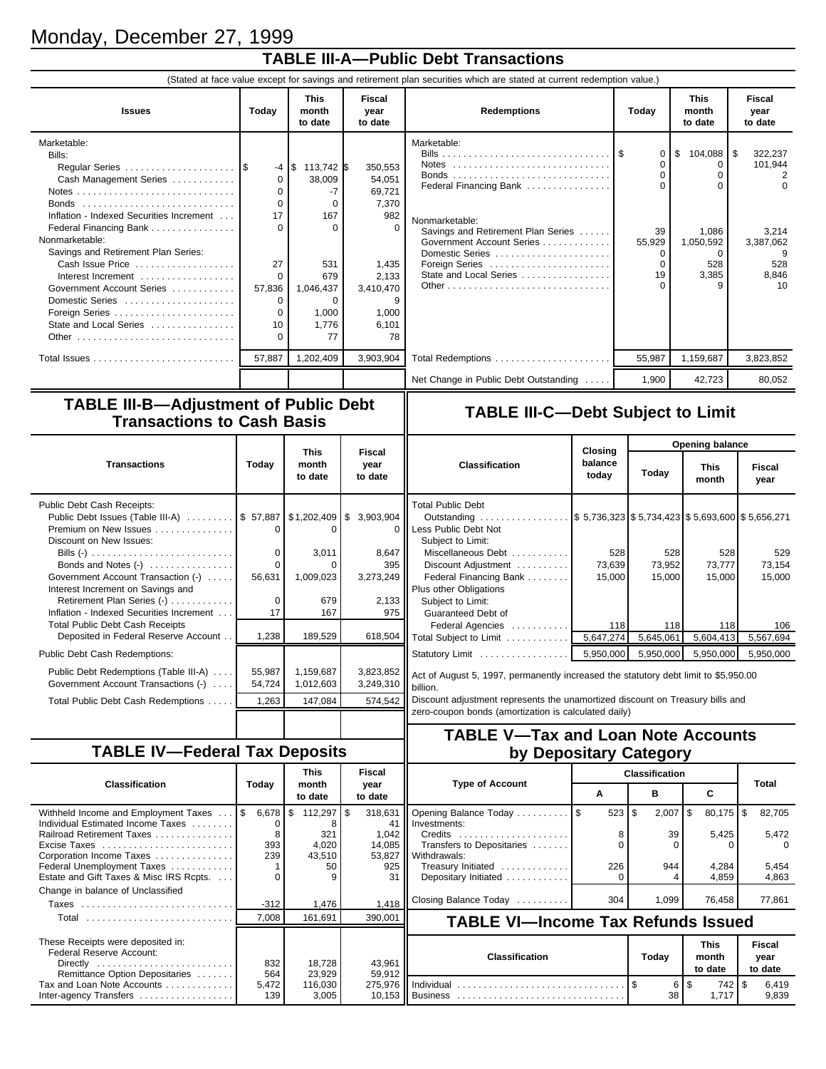Monday, December 27, 1999

## TABLE III-A—Public Debt Transactions

(Stated at face value except for savings and retirement plan securities which are stated at current redemption value.)

| Issues | Today | This month to date | Fiscal year to date | Redemptions | Today | This month to date | Fiscal year to date |
|---|---|---|---|---|---|---|---|
| Marketable: | | | | Marketable: | | | |
| Bills: | | | | Bills | $ 0 | $ 104,088 | $ 322,237 |
| Regular Series | $ -4 | $ 113,742 | $ 350,553 | Notes | 0 | 0 | 101,944 |
| Cash Management Series | 0 | 38,009 | 54,051 | Bonds | 0 | 0 | 2 |
| Notes | 0 | -7 | 69,721 | Federal Financing Bank | 0 | 0 | 0 |
| Bonds | 0 | 0 | 7,370 | | | | |
| Inflation - Indexed Securities Increment | 17 | 167 | 982 | Nonmarketable: | | | |
| Federal Financing Bank | 0 | 0 | 0 | Savings and Retirement Plan Series | 39 | 1,086 | 3,214 |
| Nonmarketable: | | | | Government Account Series | 55,929 | 1,050,592 | 3,387,062 |
| Savings and Retirement Plan Series: | | | | Domestic Series | 0 | 0 | 9 |
| Cash Issue Price | 27 | 531 | 1,435 | Foreign Series | 0 | 528 | 528 |
| Interest Increment | 0 | 679 | 2,133 | State and Local Series | 19 | 3,385 | 8,846 |
| Government Account Series | 57,836 | 1,046,437 | 3,410,470 | Other | 0 | 9 | 10 |
| Domestic Series | 0 | 0 | 9 | | | | |
| Foreign Series | 0 | 1,000 | 1,000 | | | | |
| State and Local Series | 10 | 1,776 | 6,101 | | | | |
| Other | 0 | 77 | 78 | | | | |
| Total Issues | 57,887 | 1,202,409 | 3,903,904 | Total Redemptions | 55,987 | 1,159,687 | 3,823,852 |
| | | | | Net Change in Public Debt Outstanding | 1,900 | 42,723 | 80,052 |

## TABLE III-B—Adjustment of Public Debt Transactions to Cash Basis

| Transactions | Today | This month to date | Fiscal year to date |
|---|---|---|---|
| Public Debt Cash Receipts: | | | |
| Public Debt Issues (Table III-A) | $ 57,887 | $1,202,409 | $ 3,903,904 |
| Premium on New Issues | 0 | 0 | 0 |
| Discount on New Issues: | | | |
| Bills (-) | 0 | 3,011 | 8,647 |
| Bonds and Notes (-) | 0 | 0 | 395 |
| Government Account Transaction (-) | 56,631 | 1,009,023 | 3,273,249 |
| Interest Increment on Savings and Retirement Plan Series (-) | 0 | 679 | 2,133 |
| Inflation - Indexed Securities Increment | 17 | 167 | 975 |
| Total Public Debt Cash Receipts Deposited in Federal Reserve Account | 1,238 | 189,529 | 618,504 |
| Public Debt Cash Redemptions: | | | |
| Public Debt Redemptions (Table III-A) | 55,987 | 1,159,687 | 3,823,852 |
| Government Account Transactions (-) | 54,724 | 1,012,603 | 3,249,310 |
| Total Public Debt Cash Redemptions | 1,263 | 147,084 | 574,542 |

## TABLE III-C—Debt Subject to Limit

| Classification | Closing balance today | Opening balance Today | Opening balance This month | Opening balance Fiscal year |
|---|---|---|---|---|
| Total Public Debt Outstanding | $ 5,736,323 | $ 5,734,423 | $ 5,693,600 | $ 5,656,271 |
| Less Public Debt Not Subject to Limit: | | | | |
| Miscellaneous Debt | 528 | 528 | 528 | 529 |
| Discount Adjustment | 73,639 | 73,952 | 73,777 | 73,154 |
| Federal Financing Bank | 15,000 | 15,000 | 15,000 | 15,000 |
| Plus other Obligations Subject to Limit: | | | | |
| Guaranteed Debt of Federal Agencies | 118 | 118 | 118 | 106 |
| Total Subject to Limit | 5,647,274 | 5,645,061 | 5,604,413 | 5,567,694 |
| Statutory Limit | 5,950,000 | 5,950,000 | 5,950,000 | 5,950,000 |

Act of August 5, 1997, permanently increased the statutory debt limit to $5,950.00 billion.

Discount adjustment represents the unamortized discount on Treasury bills and zero-coupon bonds (amortization is calculated daily)

## TABLE IV—Federal Tax Deposits

| Classification | Today | This month to date | Fiscal year to date |
|---|---|---|---|
| Withheld Income and Employment Taxes | $ 6,678 | $ 112,297 | $ 318,631 |
| Individual Estimated Income Taxes | 0 | 8 | 41 |
| Railroad Retirement Taxes | 8 | 321 | 1,042 |
| Excise Taxes | 393 | 4,020 | 14,085 |
| Corporation Income Taxes | 239 | 43,510 | 53,827 |
| Federal Unemployment Taxes | 1 | 50 | 925 |
| Estate and Gift Taxes & Misc IRS Rcpts. | 0 | 9 | 31 |
| Change in balance of Unclassified Taxes | -312 | 1,476 | 1,418 |
| Total | 7,008 | 161,691 | 390,001 |
| These Receipts were deposited in: | | | |
| Federal Reserve Account: | | | |
| Directly | 832 | 18,728 | 43,961 |
| Remittance Option Depositaries | 564 | 23,929 | 59,912 |
| Tax and Loan Note Accounts | 5,472 | 116,030 | 275,976 |
| Inter-agency Transfers | 139 | 3,005 | 10,153 |

## TABLE V—Tax and Loan Note Accounts by Depositary Category

| Type of Account | Classification A | Classification B | Classification C | Total |
|---|---|---|---|---|
| Opening Balance Today | $ 523 | $ 2,007 | $ 80,175 | $ 82,705 |
| Investments: | | | | |
| Credits | 8 | 39 | 5,425 | 5,472 |
| Transfers to Depositaries | 0 | 0 | 0 | 0 |
| Withdrawals: | | | | |
| Treasury Initiated | 226 | 944 | 4,284 | 5,454 |
| Depositary Initiated | 0 | 4 | 4,859 | 4,863 |
| Closing Balance Today | 304 | 1,099 | 76,458 | 77,861 |

## TABLE VI—Income Tax Refunds Issued

| Classification | Today | This month to date | Fiscal year to date |
|---|---|---|---|
| Individual | $ 6 | $ 742 | $ 6,419 |
| Business | 38 | 1,717 | 9,839 |